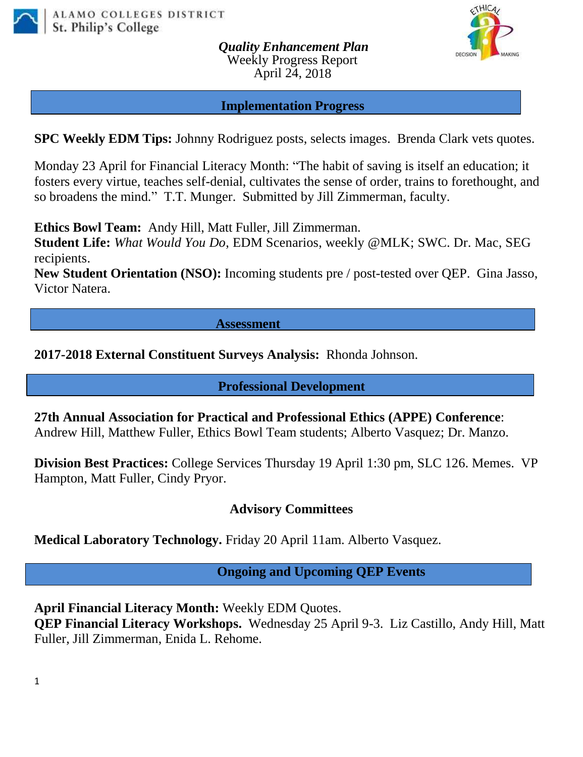ALAMO COLLEGES DISTRICT
St. Philip's College

***Quality Enhancement Plan***
Weekly Progress Report
April 24, 2018

## Implementation Progress

**SPC Weekly EDM Tips:** Johnny Rodriguez posts, selects images. Brenda Clark vets quotes.

Monday 23 April for Financial Literacy Month: "The habit of saving is itself an education; it fosters every virtue, teaches self-denial, cultivates the sense of order, trains to forethought, and so broadens the mind." T.T. Munger. Submitted by Jill Zimmerman, faculty.

**Ethics Bowl Team:** Andy Hill, Matt Fuller, Jill Zimmerman.
**Student Life:** *What Would You Do*, EDM Scenarios, weekly @MLK; SWC. Dr. Mac, SEG recipients.
**New Student Orientation (NSO):** Incoming students pre / post-tested over QEP. Gina Jasso, Victor Natera.

## Assessment

**2017-2018 External Constituent Surveys Analysis:** Rhonda Johnson.

## Professional Development

**27th Annual Association for Practical and Professional Ethics (APPE) Conference**: Andrew Hill, Matthew Fuller, Ethics Bowl Team students; Alberto Vasquez; Dr. Manzo.

**Division Best Practices:** College Services Thursday 19 April 1:30 pm, SLC 126. Memes. VP Hampton, Matt Fuller, Cindy Pryor.

## Advisory Committees

**Medical Laboratory Technology.** Friday 20 April 11am. Alberto Vasquez.

## Ongoing and Upcoming QEP Events

**April Financial Literacy Month:** Weekly EDM Quotes.
**QEP Financial Literacy Workshops.** Wednesday 25 April 9-3. Liz Castillo, Andy Hill, Matt Fuller, Jill Zimmerman, Enida L. Rehome.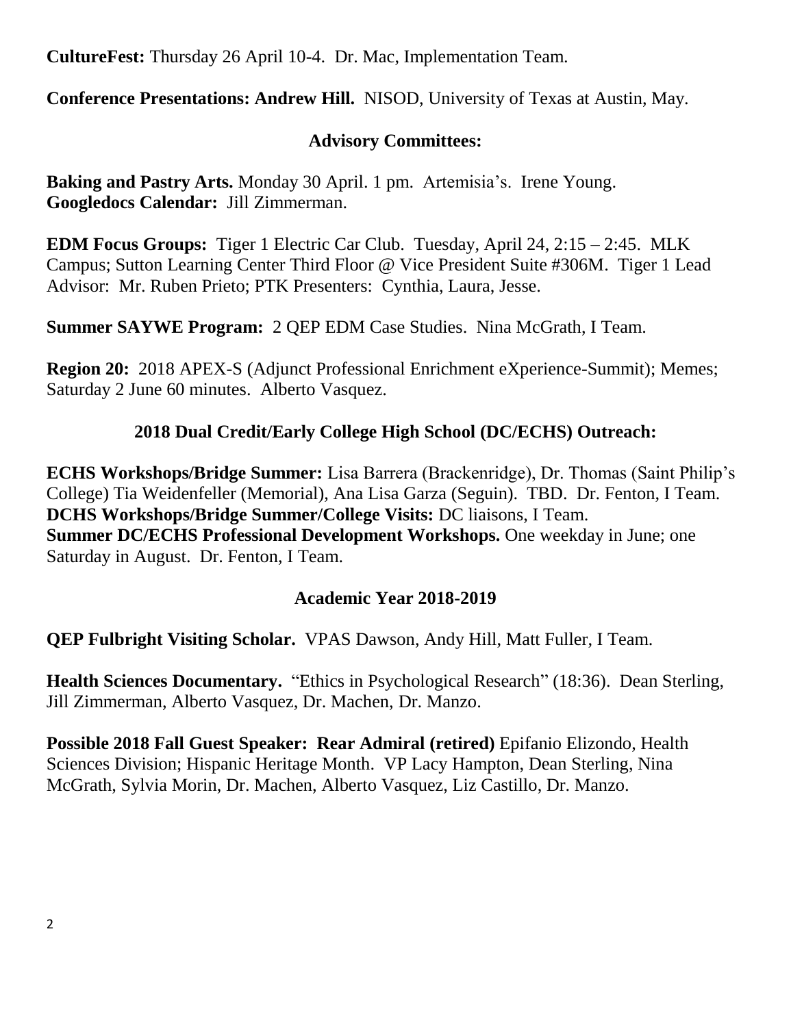**CultureFest:** Thursday 26 April 10-4. Dr. Mac, Implementation Team.

**Conference Presentations: Andrew Hill.** NISOD, University of Texas at Austin, May.

### Advisory Committees:

**Baking and Pastry Arts.** Monday 30 April. 1 pm. Artemisia's. Irene Young.
**Googledocs Calendar:** Jill Zimmerman.

**EDM Focus Groups:** Tiger 1 Electric Car Club. Tuesday, April 24, 2:15 – 2:45. MLK Campus; Sutton Learning Center Third Floor @ Vice President Suite #306M. Tiger 1 Lead Advisor: Mr. Ruben Prieto; PTK Presenters: Cynthia, Laura, Jesse.

**Summer SAYWE Program:** 2 QEP EDM Case Studies. Nina McGrath, I Team.

**Region 20:** 2018 APEX-S (Adjunct Professional Enrichment eXperience-Summit); Memes; Saturday 2 June 60 minutes. Alberto Vasquez.

### 2018 Dual Credit/Early College High School (DC/ECHS) Outreach:

**ECHS Workshops/Bridge Summer:** Lisa Barrera (Brackenridge), Dr. Thomas (Saint Philip's College) Tia Weidenfeller (Memorial), Ana Lisa Garza (Seguin). TBD. Dr. Fenton, I Team.
**DCHS Workshops/Bridge Summer/College Visits:** DC liaisons, I Team.
**Summer DC/ECHS Professional Development Workshops.** One weekday in June; one Saturday in August. Dr. Fenton, I Team.

### Academic Year 2018-2019

**QEP Fulbright Visiting Scholar.** VPAS Dawson, Andy Hill, Matt Fuller, I Team.

**Health Sciences Documentary.** "Ethics in Psychological Research" (18:36). Dean Sterling, Jill Zimmerman, Alberto Vasquez, Dr. Machen, Dr. Manzo.

**Possible 2018 Fall Guest Speaker: Rear Admiral (retired)** Epifanio Elizondo, Health Sciences Division; Hispanic Heritage Month. VP Lacy Hampton, Dean Sterling, Nina McGrath, Sylvia Morin, Dr. Machen, Alberto Vasquez, Liz Castillo, Dr. Manzo.